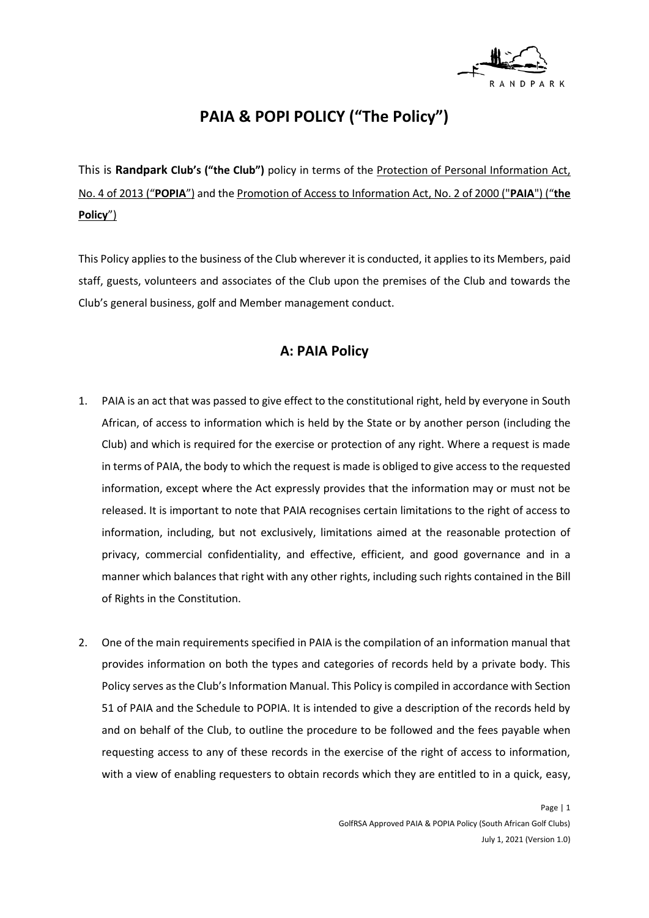# PAIA & POPI POLICY ("The Policy")

This is **Randpark Club's ("the Club")** policy in terms of the Protection of Personal Information Act, No. 4 of 2013 ("**POPIA**") and the Promotion of Access to Information Act, No. 2 of 2000 ("**PAIA**") ("**the Policy**")

This Policy applies to the business of the Club wherever it is conducted, it applies to its Members, paid staff, guests, volunteers and associates of the Club upon the premises of the Club and towards the Club's general business, golf and Member management conduct.

## A: PAIA Policy

1. PAIA is an act that was passed to give effect to the constitutional right, held by everyone in South African, of access to information which is held by the State or by another person (including the Club) and which is required for the exercise or protection of any right. Where a request is made in terms of PAIA, the body to which the request is made is obliged to give access to the requested information, except where the Act expressly provides that the information may or must not be released. It is important to note that PAIA recognises certain limitations to the right of access to information, including, but not exclusively, limitations aimed at the reasonable protection of privacy, commercial confidentiality, and effective, efficient, and good governance and in a manner which balances that right with any other rights, including such rights contained in the Bill of Rights in the Constitution.

2. One of the main requirements specified in PAIA is the compilation of an information manual that provides information on both the types and categories of records held by a private body. This Policy serves as the Club's Information Manual. This Policy is compiled in accordance with Section 51 of PAIA and the Schedule to POPIA. It is intended to give a description of the records held by and on behalf of the Club, to outline the procedure to be followed and the fees payable when requesting access to any of these records in the exercise of the right of access to information, with a view of enabling requesters to obtain records which they are entitled to in a quick, easy,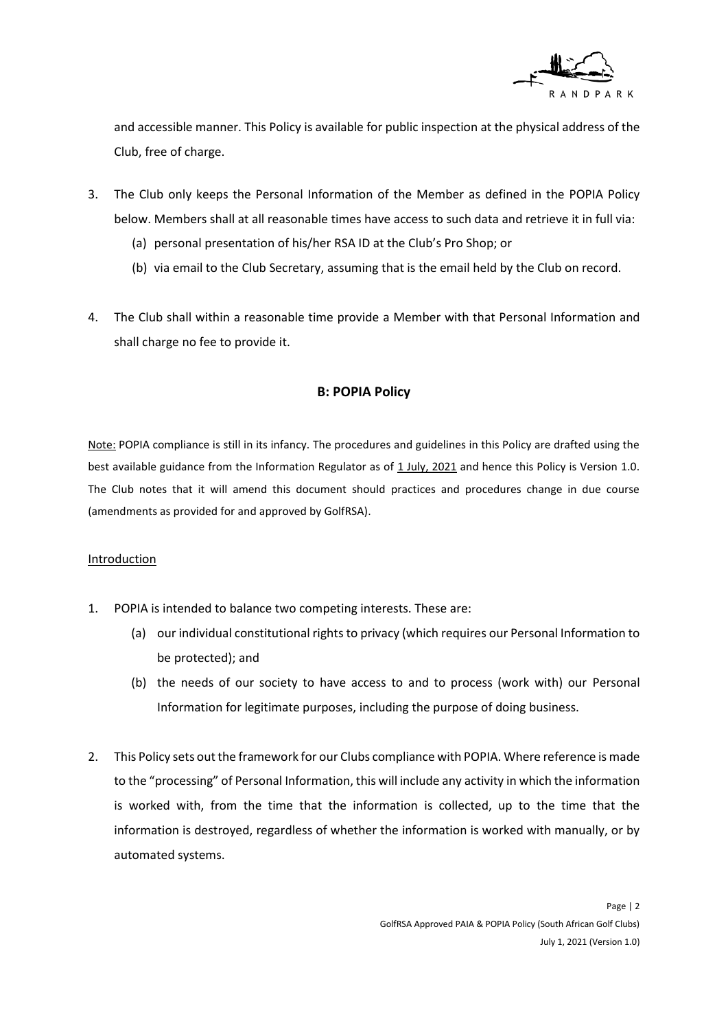and accessible manner. This Policy is available for public inspection at the physical address of the Club, free of charge.

3. The Club only keeps the Personal Information of the Member as defined in the POPIA Policy below. Members shall at all reasonable times have access to such data and retrieve it in full via:
   (a) personal presentation of his/her RSA ID at the Club's Pro Shop; or
   (b) via email to the Club Secretary, assuming that is the email held by the Club on record.

4. The Club shall within a reasonable time provide a Member with that Personal Information and shall charge no fee to provide it.

## B: POPIA Policy

Note: POPIA compliance is still in its infancy. The procedures and guidelines in this Policy are drafted using the best available guidance from the Information Regulator as of 1 July, 2021 and hence this Policy is Version 1.0. The Club notes that it will amend this document should practices and procedures change in due course (amendments as provided for and approved by GolfRSA).

Introduction

1. POPIA is intended to balance two competing interests. These are:
   (a) our individual constitutional rights to privacy (which requires our Personal Information to be protected); and
   (b) the needs of our society to have access to and to process (work with) our Personal Information for legitimate purposes, including the purpose of doing business.

2. This Policy sets out the framework for our Clubs compliance with POPIA. Where reference is made to the "processing" of Personal Information, this will include any activity in which the information is worked with, from the time that the information is collected, up to the time that the information is destroyed, regardless of whether the information is worked with manually, or by automated systems.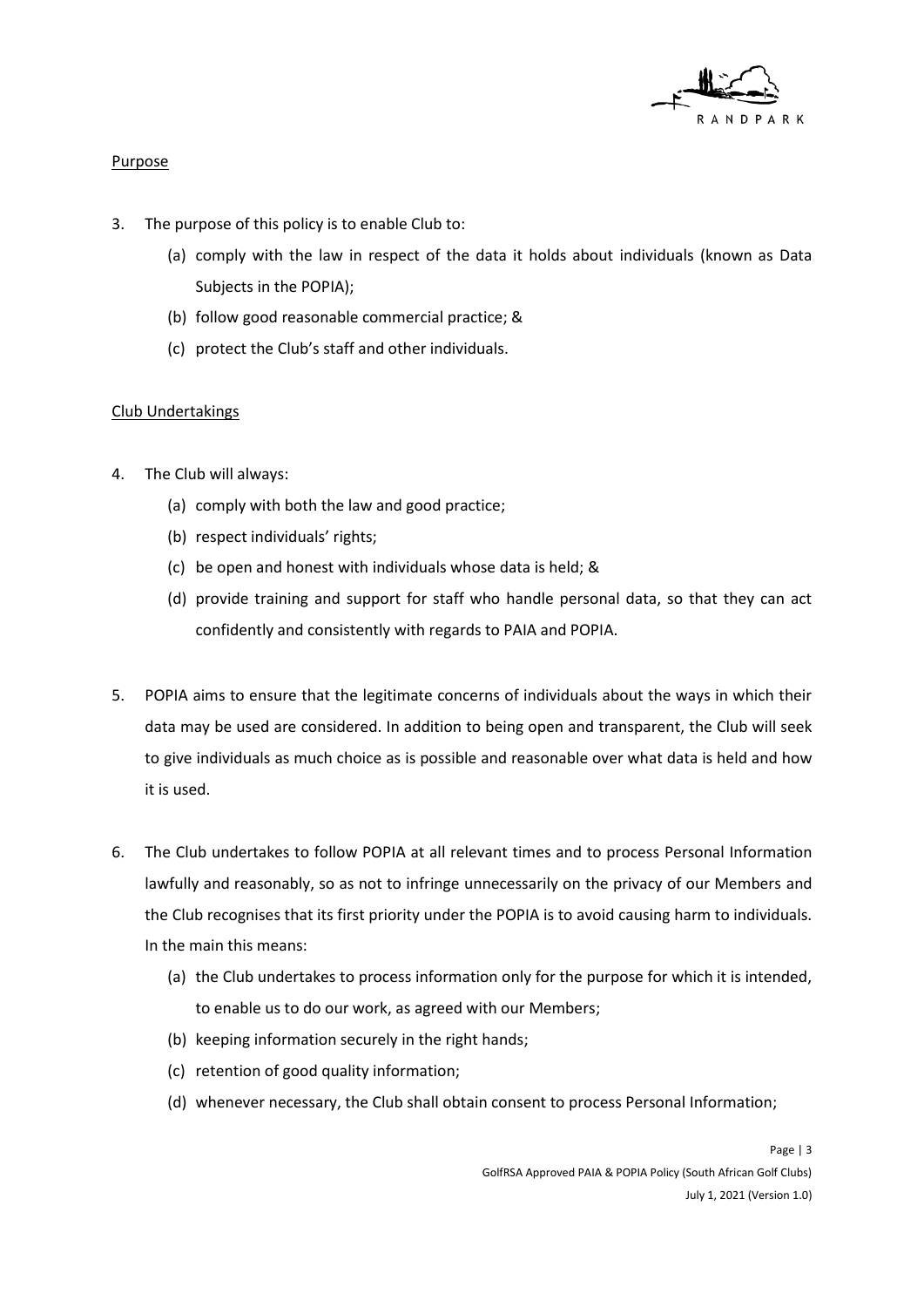Purpose

3. The purpose of this policy is to enable Club to:
   (a) comply with the law in respect of the data it holds about individuals (known as Data Subjects in the POPIA);
   (b) follow good reasonable commercial practice; &
   (c) protect the Club's staff and other individuals.

Club Undertakings

4. The Club will always:
   (a) comply with both the law and good practice;
   (b) respect individuals' rights;
   (c) be open and honest with individuals whose data is held; &
   (d) provide training and support for staff who handle personal data, so that they can act confidently and consistently with regards to PAIA and POPIA.

5. POPIA aims to ensure that the legitimate concerns of individuals about the ways in which their data may be used are considered. In addition to being open and transparent, the Club will seek to give individuals as much choice as is possible and reasonable over what data is held and how it is used.

6. The Club undertakes to follow POPIA at all relevant times and to process Personal Information lawfully and reasonably, so as not to infringe unnecessarily on the privacy of our Members and the Club recognises that its first priority under the POPIA is to avoid causing harm to individuals. In the main this means:
   (a) the Club undertakes to process information only for the purpose for which it is intended, to enable us to do our work, as agreed with our Members;
   (b) keeping information securely in the right hands;
   (c) retention of good quality information;
   (d) whenever necessary, the Club shall obtain consent to process Personal Information;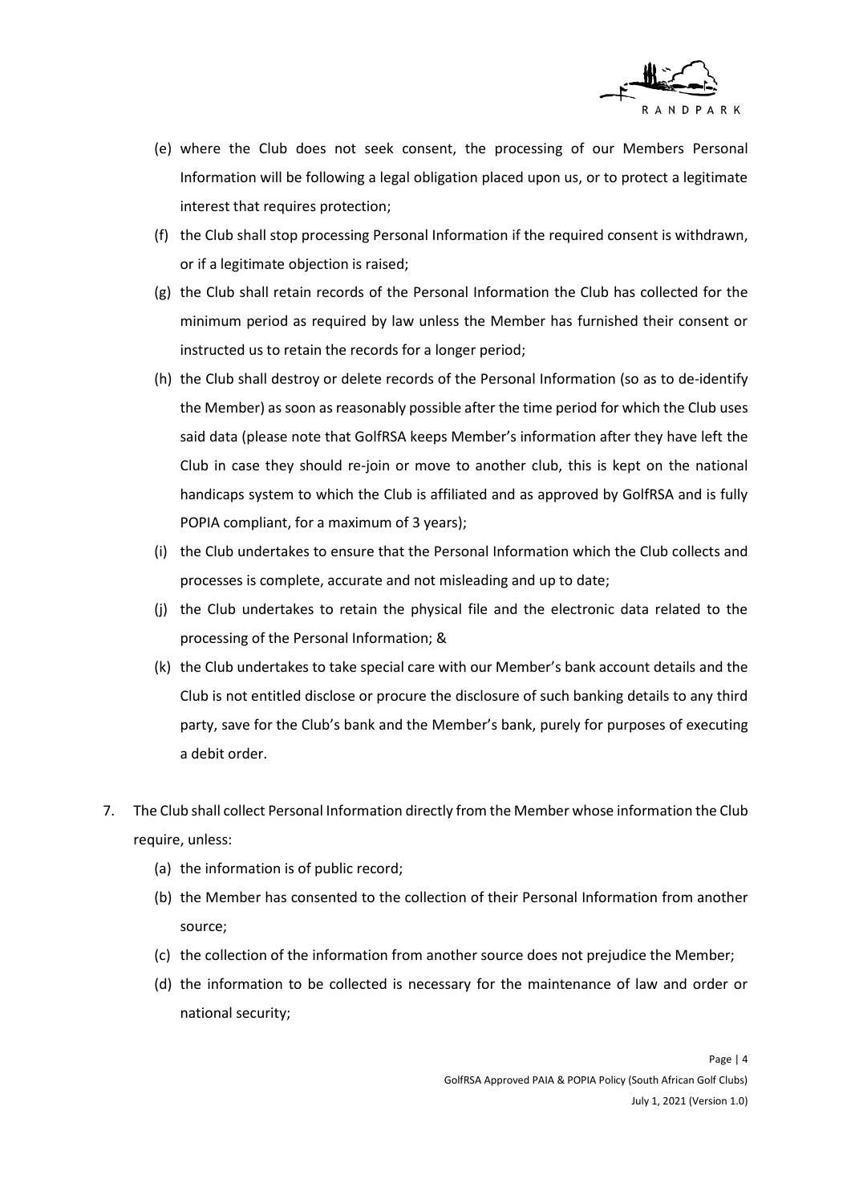(e) where the Club does not seek consent, the processing of our Members Personal Information will be following a legal obligation placed upon us, or to protect a legitimate interest that requires protection;

(f) the Club shall stop processing Personal Information if the required consent is withdrawn, or if a legitimate objection is raised;

(g) the Club shall retain records of the Personal Information the Club has collected for the minimum period as required by law unless the Member has furnished their consent or instructed us to retain the records for a longer period;

(h) the Club shall destroy or delete records of the Personal Information (so as to de-identify the Member) as soon as reasonably possible after the time period for which the Club uses said data (please note that GolfRSA keeps Member's information after they have left the Club in case they should re-join or move to another club, this is kept on the national handicaps system to which the Club is affiliated and as approved by GolfRSA and is fully POPIA compliant, for a maximum of 3 years);

(i) the Club undertakes to ensure that the Personal Information which the Club collects and processes is complete, accurate and not misleading and up to date;

(j) the Club undertakes to retain the physical file and the electronic data related to the processing of the Personal Information; &

(k) the Club undertakes to take special care with our Member's bank account details and the Club is not entitled disclose or procure the disclosure of such banking details to any third party, save for the Club's bank and the Member's bank, purely for purposes of executing a debit order.

7. The Club shall collect Personal Information directly from the Member whose information the Club require, unless:

    (a) the information is of public record;

    (b) the Member has consented to the collection of their Personal Information from another source;

    (c) the collection of the information from another source does not prejudice the Member;

    (d) the information to be collected is necessary for the maintenance of law and order or national security;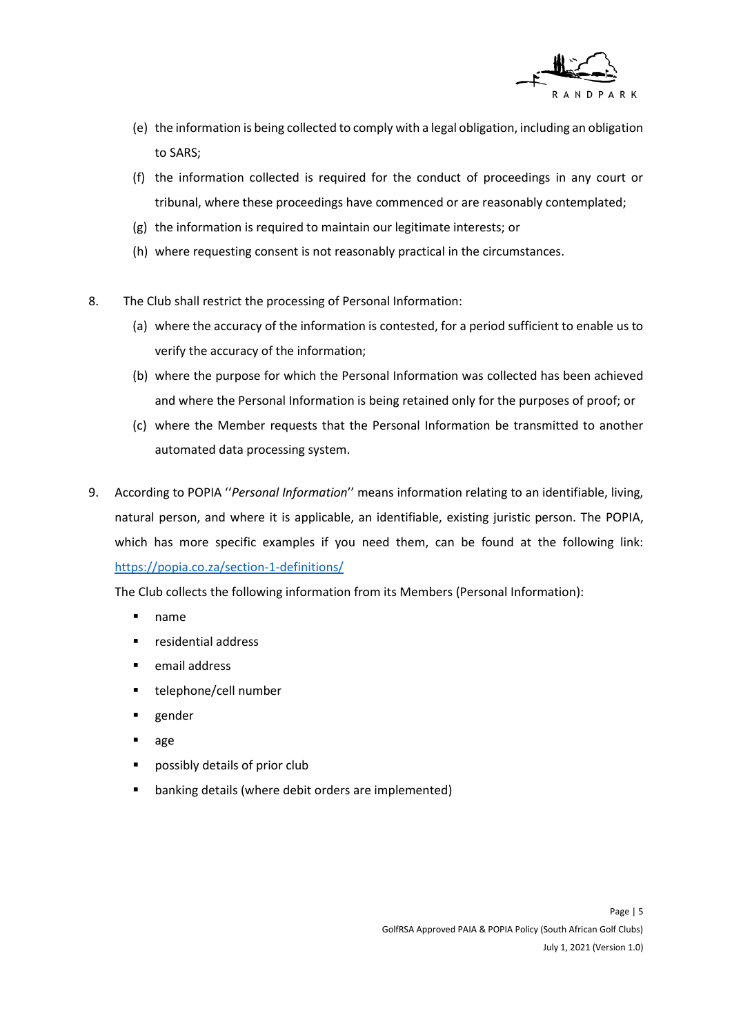(e) the information is being collected to comply with a legal obligation, including an obligation to SARS;

(f) the information collected is required for the conduct of proceedings in any court or tribunal, where these proceedings have commenced or are reasonably contemplated;

(g) the information is required to maintain our legitimate interests; or

(h) where requesting consent is not reasonably practical in the circumstances.

8. The Club shall restrict the processing of Personal Information:

   (a) where the accuracy of the information is contested, for a period sufficient to enable us to verify the accuracy of the information;

   (b) where the purpose for which the Personal Information was collected has been achieved and where the Personal Information is being retained only for the purposes of proof; or

   (c) where the Member requests that the Personal Information be transmitted to another automated data processing system.

9. According to POPIA ''*Personal Information*'' means information relating to an identifiable, living, natural person, and where it is applicable, an identifiable, existing juristic person. The POPIA, which has more specific examples if you need them, can be found at the following link: [https://popia.co.za/section-1-definitions/](https://popia.co.za/section-1-definitions/)

   The Club collects the following information from its Members (Personal Information):

   - name
   - residential address
   - email address
   - telephone/cell number
   - gender
   - age
   - possibly details of prior club
   - banking details (where debit orders are implemented)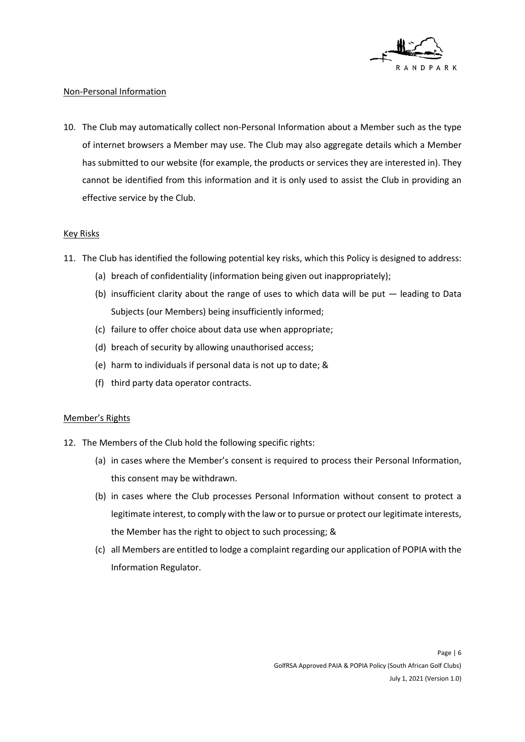Non-Personal Information

10. The Club may automatically collect non-Personal Information about a Member such as the type of internet browsers a Member may use. The Club may also aggregate details which a Member has submitted to our website (for example, the products or services they are interested in). They cannot be identified from this information and it is only used to assist the Club in providing an effective service by the Club.

Key Risks

11. The Club has identified the following potential key risks, which this Policy is designed to address:
    (a) breach of confidentiality (information being given out inappropriately);
    (b) insufficient clarity about the range of uses to which data will be put — leading to Data Subjects (our Members) being insufficiently informed;
    (c) failure to offer choice about data use when appropriate;
    (d) breach of security by allowing unauthorised access;
    (e) harm to individuals if personal data is not up to date; &
    (f) third party data operator contracts.

Member's Rights

12. The Members of the Club hold the following specific rights:
    (a) in cases where the Member's consent is required to process their Personal Information, this consent may be withdrawn.
    (b) in cases where the Club processes Personal Information without consent to protect a legitimate interest, to comply with the law or to pursue or protect our legitimate interests, the Member has the right to object to such processing; &
    (c) all Members are entitled to lodge a complaint regarding our application of POPIA with the Information Regulator.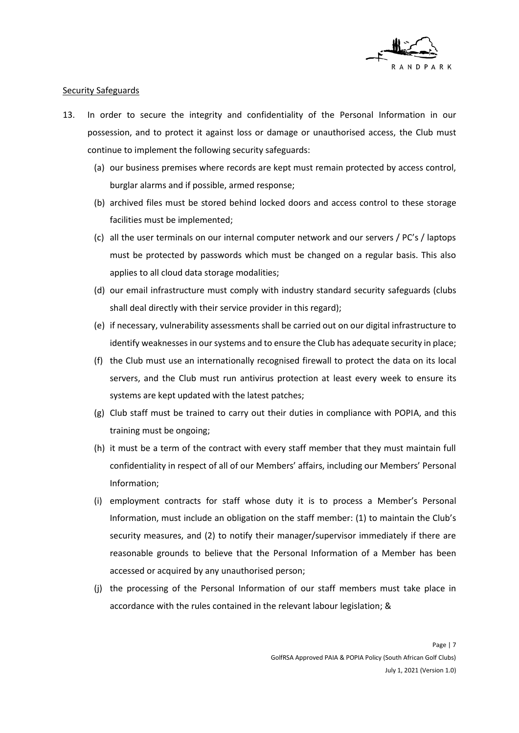Security Safeguards

13. In order to secure the integrity and confidentiality of the Personal Information in our possession, and to protect it against loss or damage or unauthorised access, the Club must continue to implement the following security safeguards:
    (a) our business premises where records are kept must remain protected by access control, burglar alarms and if possible, armed response;
    (b) archived files must be stored behind locked doors and access control to these storage facilities must be implemented;
    (c) all the user terminals on our internal computer network and our servers / PC's / laptops must be protected by passwords which must be changed on a regular basis. This also applies to all cloud data storage modalities;
    (d) our email infrastructure must comply with industry standard security safeguards (clubs shall deal directly with their service provider in this regard);
    (e) if necessary, vulnerability assessments shall be carried out on our digital infrastructure to identify weaknesses in our systems and to ensure the Club has adequate security in place;
    (f) the Club must use an internationally recognised firewall to protect the data on its local servers, and the Club must run antivirus protection at least every week to ensure its systems are kept updated with the latest patches;
    (g) Club staff must be trained to carry out their duties in compliance with POPIA, and this training must be ongoing;
    (h) it must be a term of the contract with every staff member that they must maintain full confidentiality in respect of all of our Members' affairs, including our Members' Personal Information;
    (i) employment contracts for staff whose duty it is to process a Member's Personal Information, must include an obligation on the staff member: (1) to maintain the Club's security measures, and (2) to notify their manager/supervisor immediately if there are reasonable grounds to believe that the Personal Information of a Member has been accessed or acquired by any unauthorised person;
    (j) the processing of the Personal Information of our staff members must take place in accordance with the rules contained in the relevant labour legislation; &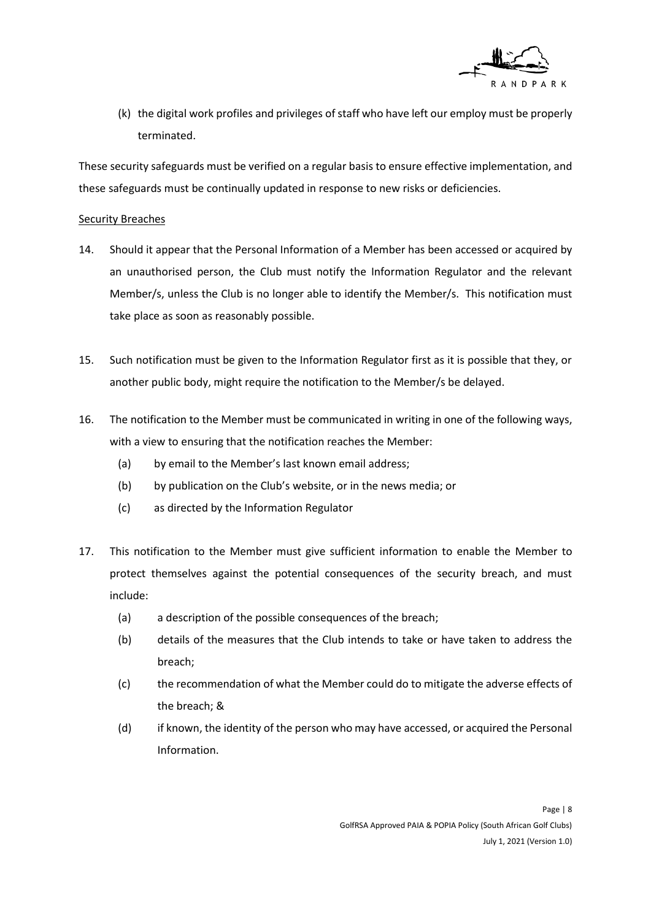(k) the digital work profiles and privileges of staff who have left our employ must be properly terminated.

These security safeguards must be verified on a regular basis to ensure effective implementation, and these safeguards must be continually updated in response to new risks or deficiencies.

<u>Security Breaches</u>

14. Should it appear that the Personal Information of a Member has been accessed or acquired by an unauthorised person, the Club must notify the Information Regulator and the relevant Member/s, unless the Club is no longer able to identify the Member/s. This notification must take place as soon as reasonably possible.

15. Such notification must be given to the Information Regulator first as it is possible that they, or another public body, might require the notification to the Member/s be delayed.

16. The notification to the Member must be communicated in writing in one of the following ways, with a view to ensuring that the notification reaches the Member:
    (a) by email to the Member's last known email address;
    (b) by publication on the Club's website, or in the news media; or
    (c) as directed by the Information Regulator

17. This notification to the Member must give sufficient information to enable the Member to protect themselves against the potential consequences of the security breach, and must include:
    (a) a description of the possible consequences of the breach;
    (b) details of the measures that the Club intends to take or have taken to address the breach;
    (c) the recommendation of what the Member could do to mitigate the adverse effects of the breach; &
    (d) if known, the identity of the person who may have accessed, or acquired the Personal Information.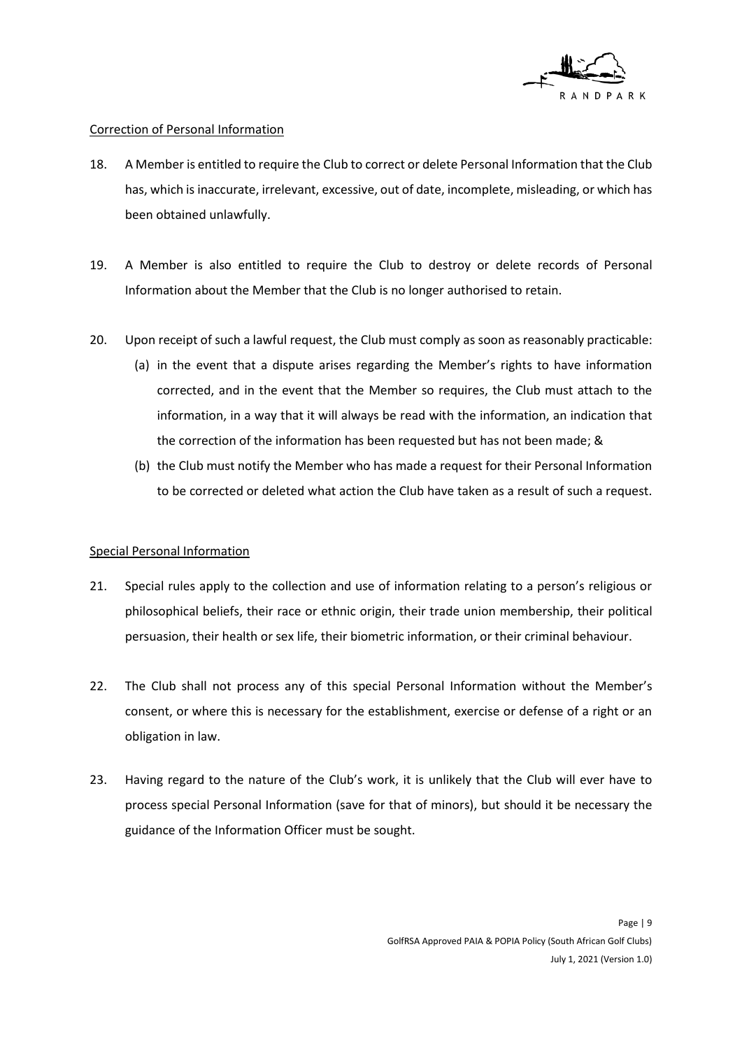Correction of Personal Information

18. A Member is entitled to require the Club to correct or delete Personal Information that the Club has, which is inaccurate, irrelevant, excessive, out of date, incomplete, misleading, or which has been obtained unlawfully.

19. A Member is also entitled to require the Club to destroy or delete records of Personal Information about the Member that the Club is no longer authorised to retain.

20. Upon receipt of such a lawful request, the Club must comply as soon as reasonably practicable:
    (a) in the event that a dispute arises regarding the Member's rights to have information corrected, and in the event that the Member so requires, the Club must attach to the information, in a way that it will always be read with the information, an indication that the correction of the information has been requested but has not been made; &
    (b) the Club must notify the Member who has made a request for their Personal Information to be corrected or deleted what action the Club have taken as a result of such a request.

Special Personal Information

21. Special rules apply to the collection and use of information relating to a person's religious or philosophical beliefs, their race or ethnic origin, their trade union membership, their political persuasion, their health or sex life, their biometric information, or their criminal behaviour.

22. The Club shall not process any of this special Personal Information without the Member's consent, or where this is necessary for the establishment, exercise or defense of a right or an obligation in law.

23. Having regard to the nature of the Club's work, it is unlikely that the Club will ever have to process special Personal Information (save for that of minors), but should it be necessary the guidance of the Information Officer must be sought.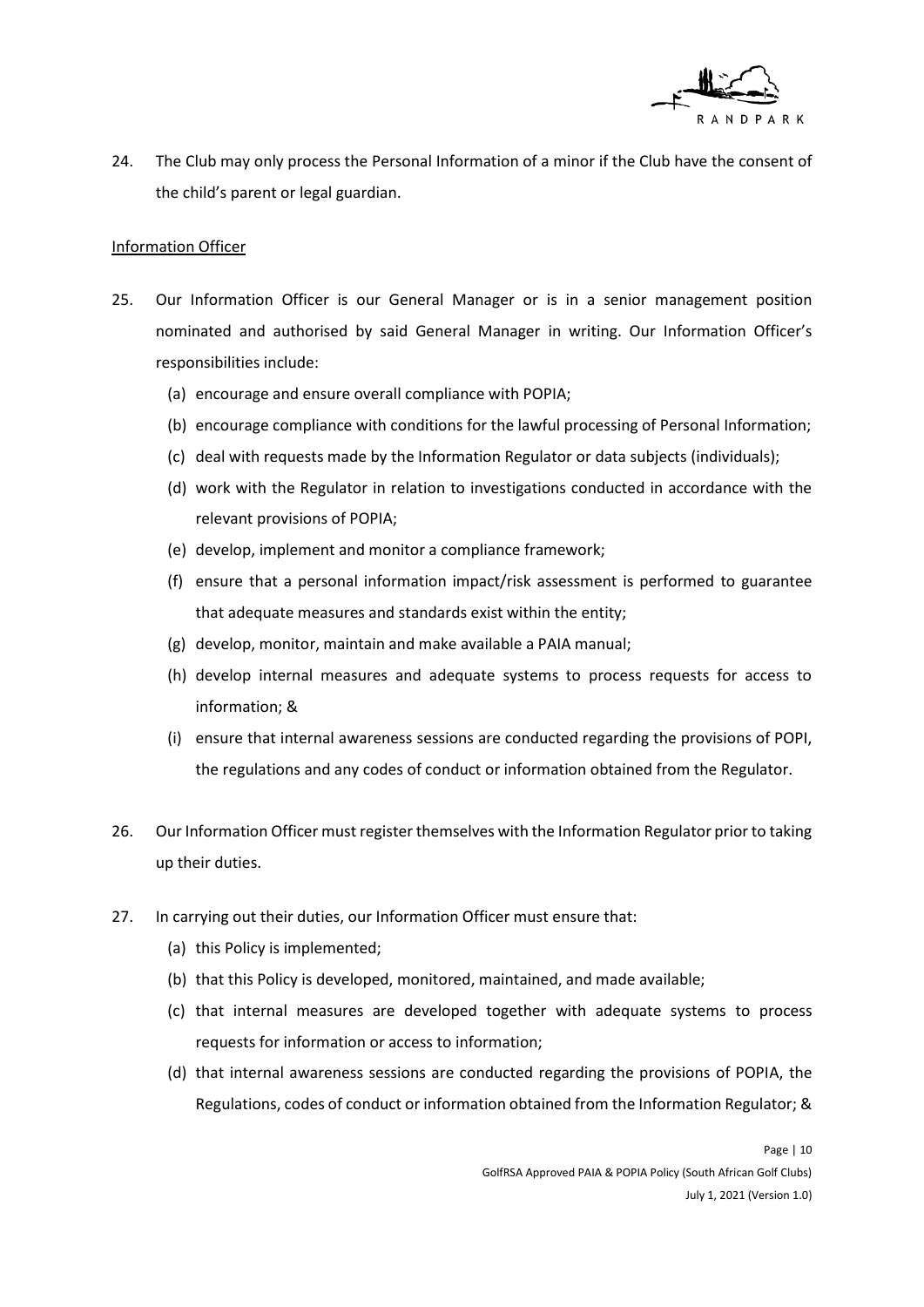24. The Club may only process the Personal Information of a minor if the Club have the consent of the child's parent or legal guardian.

<u>Information Officer</u>

25. Our Information Officer is our General Manager or is in a senior management position nominated and authorised by said General Manager in writing. Our Information Officer's responsibilities include:
    (a) encourage and ensure overall compliance with POPIA;
    (b) encourage compliance with conditions for the lawful processing of Personal Information;
    (c) deal with requests made by the Information Regulator or data subjects (individuals);
    (d) work with the Regulator in relation to investigations conducted in accordance with the relevant provisions of POPIA;
    (e) develop, implement and monitor a compliance framework;
    (f) ensure that a personal information impact/risk assessment is performed to guarantee that adequate measures and standards exist within the entity;
    (g) develop, monitor, maintain and make available a PAIA manual;
    (h) develop internal measures and adequate systems to process requests for access to information; &
    (i) ensure that internal awareness sessions are conducted regarding the provisions of POPI, the regulations and any codes of conduct or information obtained from the Regulator.

26. Our Information Officer must register themselves with the Information Regulator prior to taking up their duties.

27. In carrying out their duties, our Information Officer must ensure that:
    (a) this Policy is implemented;
    (b) that this Policy is developed, monitored, maintained, and made available;
    (c) that internal measures are developed together with adequate systems to process requests for information or access to information;
    (d) that internal awareness sessions are conducted regarding the provisions of POPIA, the Regulations, codes of conduct or information obtained from the Information Regulator; &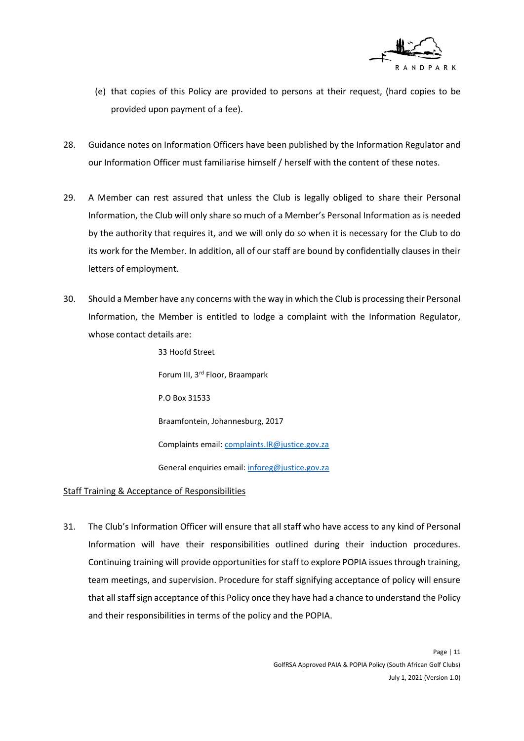(e) that copies of this Policy are provided to persons at their request, (hard copies to be provided upon payment of a fee).

28. Guidance notes on Information Officers have been published by the Information Regulator and our Information Officer must familiarise himself / herself with the content of these notes.

29. A Member can rest assured that unless the Club is legally obliged to share their Personal Information, the Club will only share so much of a Member's Personal Information as is needed by the authority that requires it, and we will only do so when it is necessary for the Club to do its work for the Member. In addition, all of our staff are bound by confidentially clauses in their letters of employment.

30. Should a Member have any concerns with the way in which the Club is processing their Personal Information, the Member is entitled to lodge a complaint with the Information Regulator, whose contact details are:

    33 Hoofd Street

    Forum III, 3rd Floor, Braampark

    P.O Box 31533

    Braamfontein, Johannesburg, 2017

    Complaints email: complaints.IR@justice.gov.za

    General enquiries email: inforeg@justice.gov.za

## Staff Training & Acceptance of Responsibilities

31. The Club's Information Officer will ensure that all staff who have access to any kind of Personal Information will have their responsibilities outlined during their induction procedures. Continuing training will provide opportunities for staff to explore POPIA issues through training, team meetings, and supervision. Procedure for staff signifying acceptance of policy will ensure that all staff sign acceptance of this Policy once they have had a chance to understand the Policy and their responsibilities in terms of the policy and the POPIA.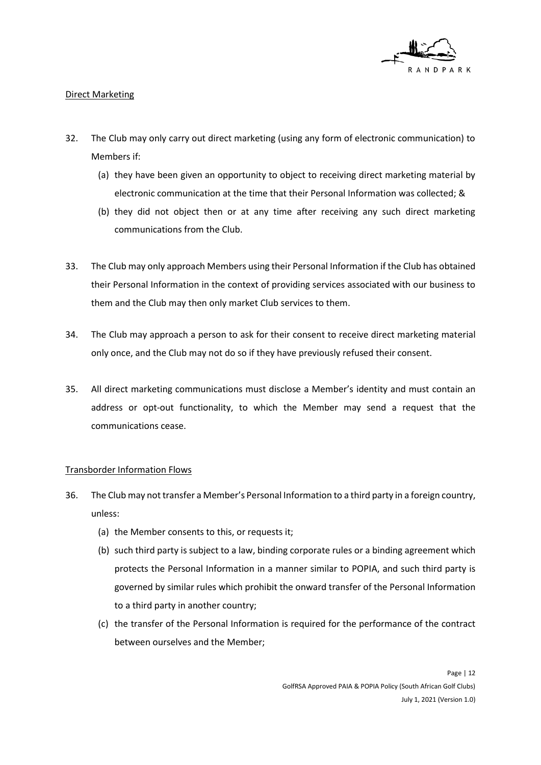Direct Marketing

32. The Club may only carry out direct marketing (using any form of electronic communication) to Members if:
    (a) they have been given an opportunity to object to receiving direct marketing material by electronic communication at the time that their Personal Information was collected; &
    (b) they did not object then or at any time after receiving any such direct marketing communications from the Club.

33. The Club may only approach Members using their Personal Information if the Club has obtained their Personal Information in the context of providing services associated with our business to them and the Club may then only market Club services to them.

34. The Club may approach a person to ask for their consent to receive direct marketing material only once, and the Club may not do so if they have previously refused their consent.

35. All direct marketing communications must disclose a Member's identity and must contain an address or opt-out functionality, to which the Member may send a request that the communications cease.

Transborder Information Flows

36. The Club may not transfer a Member's Personal Information to a third party in a foreign country, unless:
    (a) the Member consents to this, or requests it;
    (b) such third party is subject to a law, binding corporate rules or a binding agreement which protects the Personal Information in a manner similar to POPIA, and such third party is governed by similar rules which prohibit the onward transfer of the Personal Information to a third party in another country;
    (c) the transfer of the Personal Information is required for the performance of the contract between ourselves and the Member;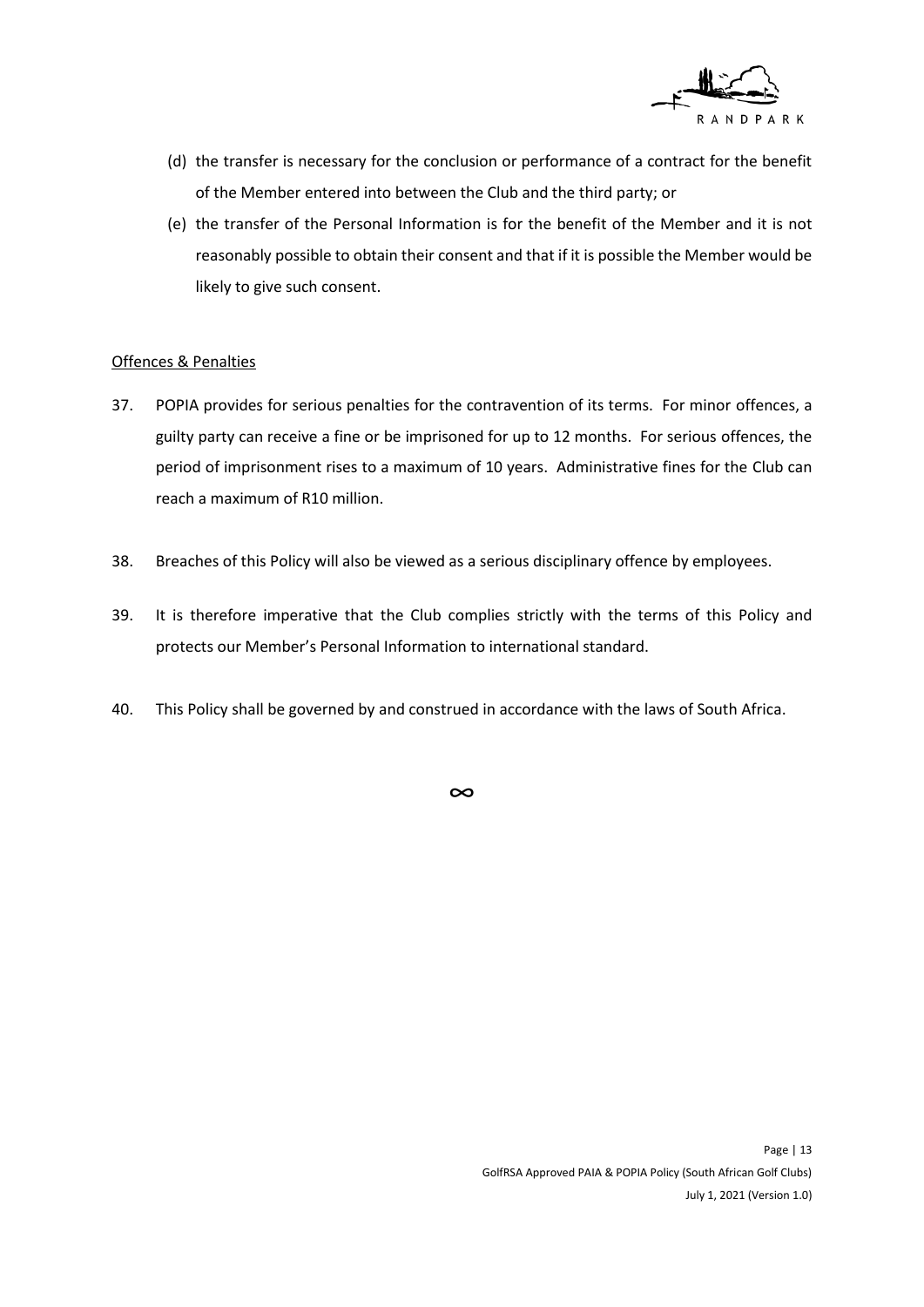(d) the transfer is necessary for the conclusion or performance of a contract for the benefit of the Member entered into between the Club and the third party; or

(e) the transfer of the Personal Information is for the benefit of the Member and it is not reasonably possible to obtain their consent and that if it is possible the Member would be likely to give such consent.

<u>Offences & Penalties</u>

37. POPIA provides for serious penalties for the contravention of its terms. For minor offences, a guilty party can receive a fine or be imprisoned for up to 12 months. For serious offences, the period of imprisonment rises to a maximum of 10 years. Administrative fines for the Club can reach a maximum of R10 million.

38. Breaches of this Policy will also be viewed as a serious disciplinary offence by employees.

39. It is therefore imperative that the Club complies strictly with the terms of this Policy and protects our Member's Personal Information to international standard.

40. This Policy shall be governed by and construed in accordance with the laws of South Africa.

∞